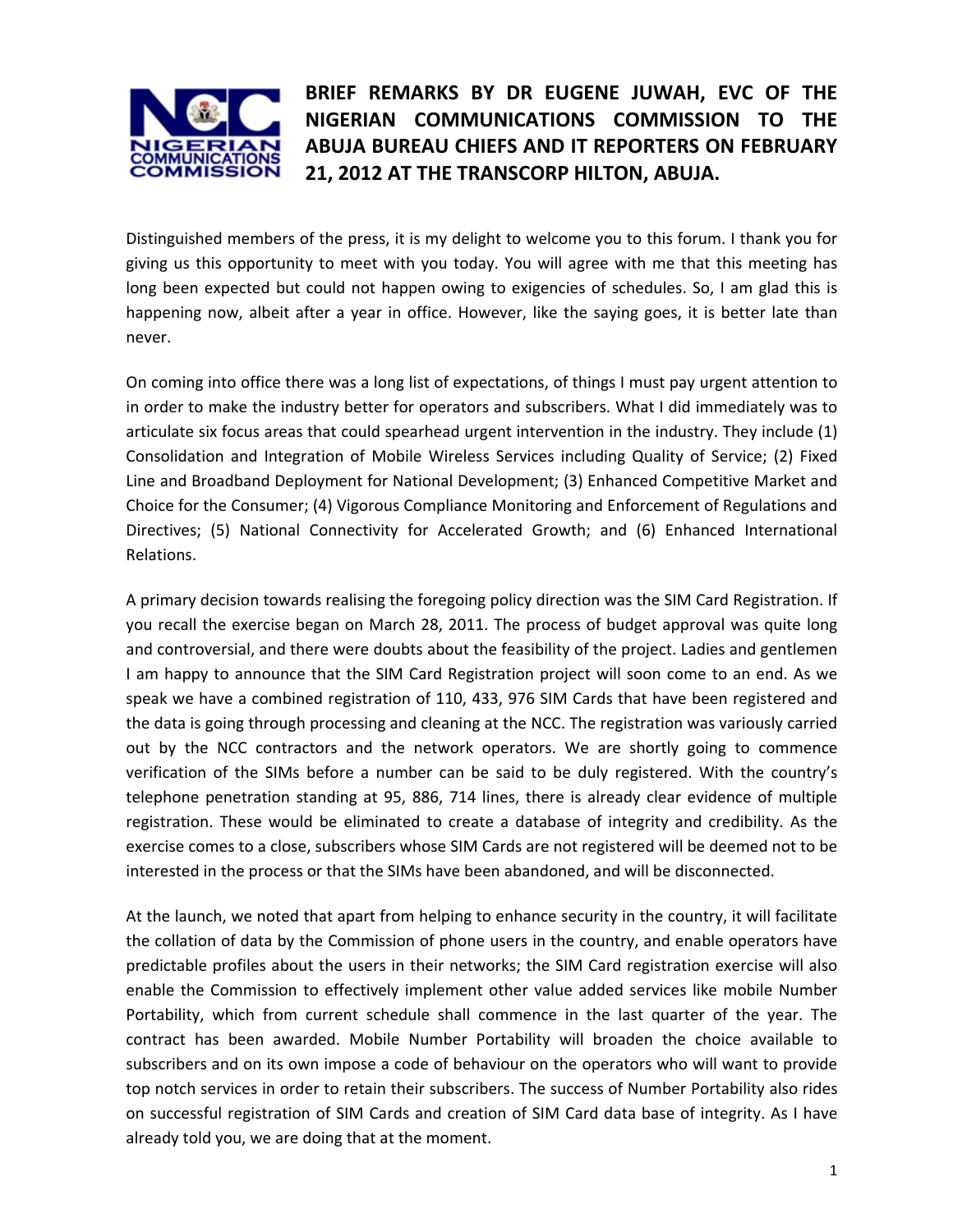# BRIEF REMARKS BY DR EUGENE JUWAH, EVC OF THE NIGERIAN COMMUNICATIONS COMMISSION TO THE ABUJA BUREAU CHIEFS AND IT REPORTERS ON FEBRUARY 21, 2012 AT THE TRANSCORP HILTON, ABUJA.

Distinguished members of the press, it is my delight to welcome you to this forum. I thank you for giving us this opportunity to meet with you today. You will agree with me that this meeting has long been expected but could not happen owing to exigencies of schedules. So, I am glad this is happening now, albeit after a year in office. However, like the saying goes, it is better late than never.

On coming into office there was a long list of expectations, of things I must pay urgent attention to in order to make the industry better for operators and subscribers. What I did immediately was to articulate six focus areas that could spearhead urgent intervention in the industry. They include (1) Consolidation and Integration of Mobile Wireless Services including Quality of Service; (2) Fixed Line and Broadband Deployment for National Development; (3) Enhanced Competitive Market and Choice for the Consumer; (4) Vigorous Compliance Monitoring and Enforcement of Regulations and Directives; (5) National Connectivity for Accelerated Growth; and (6) Enhanced International Relations.

A primary decision towards realising the foregoing policy direction was the SIM Card Registration. If you recall the exercise began on March 28, 2011. The process of budget approval was quite long and controversial, and there were doubts about the feasibility of the project. Ladies and gentlemen I am happy to announce that the SIM Card Registration project will soon come to an end. As we speak we have a combined registration of 110, 433, 976 SIM Cards that have been registered and the data is going through processing and cleaning at the NCC. The registration was variously carried out by the NCC contractors and the network operators. We are shortly going to commence verification of the SIMs before a number can be said to be duly registered. With the country's telephone penetration standing at 95, 886, 714 lines, there is already clear evidence of multiple registration. These would be eliminated to create a database of integrity and credibility. As the exercise comes to a close, subscribers whose SIM Cards are not registered will be deemed not to be interested in the process or that the SIMs have been abandoned, and will be disconnected.

At the launch, we noted that apart from helping to enhance security in the country, it will facilitate the collation of data by the Commission of phone users in the country, and enable operators have predictable profiles about the users in their networks; the SIM Card registration exercise will also enable the Commission to effectively implement other value added services like mobile Number Portability, which from current schedule shall commence in the last quarter of the year. The contract has been awarded. Mobile Number Portability will broaden the choice available to subscribers and on its own impose a code of behaviour on the operators who will want to provide top notch services in order to retain their subscribers. The success of Number Portability also rides on successful registration of SIM Cards and creation of SIM Card data base of integrity. As I have already told you, we are doing that at the moment.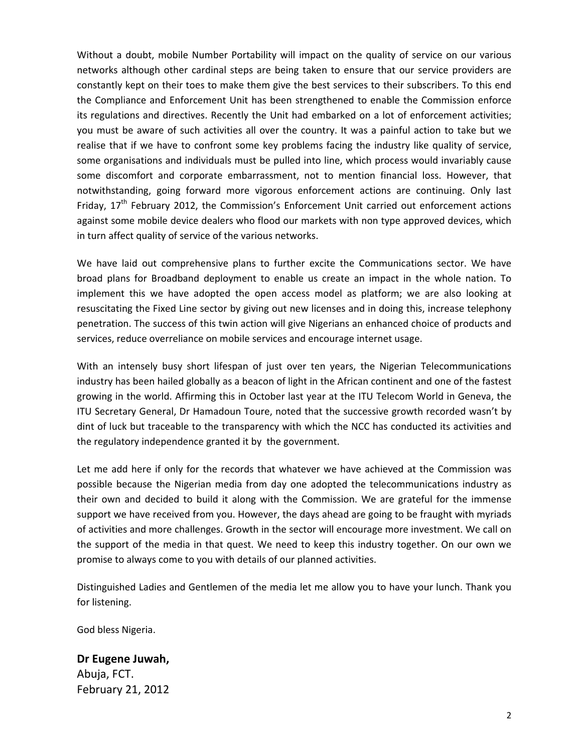Without a doubt, mobile Number Portability will impact on the quality of service on our various networks although other cardinal steps are being taken to ensure that our service providers are constantly kept on their toes to make them give the best services to their subscribers. To this end the Compliance and Enforcement Unit has been strengthened to enable the Commission enforce its regulations and directives. Recently the Unit had embarked on a lot of enforcement activities; you must be aware of such activities all over the country. It was a painful action to take but we realise that if we have to confront some key problems facing the industry like quality of service, some organisations and individuals must be pulled into line, which process would invariably cause some discomfort and corporate embarrassment, not to mention financial loss. However, that notwithstanding, going forward more vigorous enforcement actions are continuing. Only last Friday, 17th February 2012, the Commission's Enforcement Unit carried out enforcement actions against some mobile device dealers who flood our markets with non type approved devices, which in turn affect quality of service of the various networks.

We have laid out comprehensive plans to further excite the Communications sector. We have broad plans for Broadband deployment to enable us create an impact in the whole nation. To implement this we have adopted the open access model as platform; we are also looking at resuscitating the Fixed Line sector by giving out new licenses and in doing this, increase telephony penetration. The success of this twin action will give Nigerians an enhanced choice of products and services, reduce overreliance on mobile services and encourage internet usage.

With an intensely busy short lifespan of just over ten years, the Nigerian Telecommunications industry has been hailed globally as a beacon of light in the African continent and one of the fastest growing in the world. Affirming this in October last year at the ITU Telecom World in Geneva, the ITU Secretary General, Dr Hamadoun Toure, noted that the successive growth recorded wasn't by dint of luck but traceable to the transparency with which the NCC has conducted its activities and the regulatory independence granted it by the government.

Let me add here if only for the records that whatever we have achieved at the Commission was possible because the Nigerian media from day one adopted the telecommunications industry as their own and decided to build it along with the Commission. We are grateful for the immense support we have received from you. However, the days ahead are going to be fraught with myriads of activities and more challenges. Growth in the sector will encourage more investment. We call on the support of the media in that quest. We need to keep this industry together. On our own we promise to always come to you with details of our planned activities.

Distinguished Ladies and Gentlemen of the media let me allow you to have your lunch. Thank you for listening.

God bless Nigeria.

**Dr Eugene Juwah,**
Abuja, FCT.
February 21, 2012